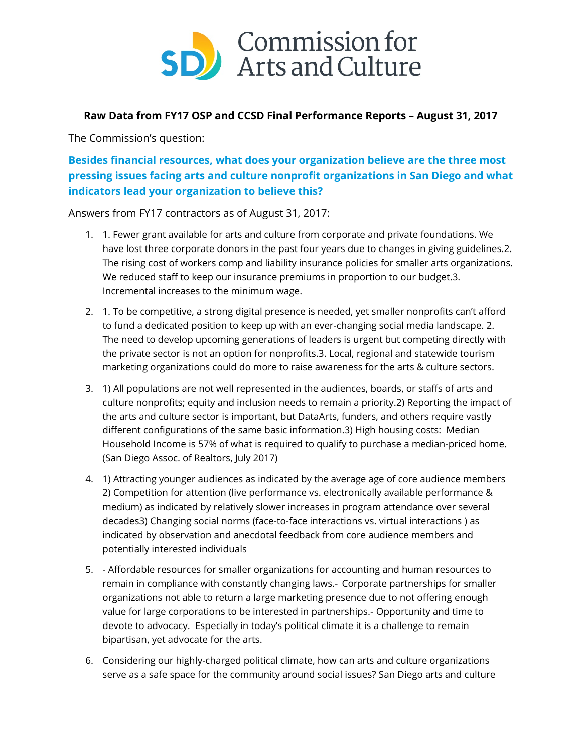# Commission for Arts and Culture

**Raw Data from FY17 OSP and CCSD Final Performance Reports – August 31, 2017**

The Commission's question:

**Besides financial resources, what does your organization believe are the three most pressing issues facing arts and culture nonprofit organizations in San Diego and what indicators lead your organization to believe this?**

Answers from FY17 contractors as of August 31, 2017:

1. 1. Fewer grant available for arts and culture from corporate and private foundations. We have lost three corporate donors in the past four years due to changes in giving guidelines.2. The rising cost of workers comp and liability insurance policies for smaller arts organizations. We reduced staff to keep our insurance premiums in proportion to our budget.3. Incremental increases to the minimum wage.

2. 1. To be competitive, a strong digital presence is needed, yet smaller nonprofits can't afford to fund a dedicated position to keep up with an ever-changing social media landscape. 2. The need to develop upcoming generations of leaders is urgent but competing directly with the private sector is not an option for nonprofits.3. Local, regional and statewide tourism marketing organizations could do more to raise awareness for the arts & culture sectors.

3. 1) All populations are not well represented in the audiences, boards, or staffs of arts and culture nonprofits; equity and inclusion needs to remain a priority.2) Reporting the impact of the arts and culture sector is important, but DataArts, funders, and others require vastly different configurations of the same basic information.3) High housing costs: Median Household Income is 57% of what is required to qualify to purchase a median-priced home. (San Diego Assoc. of Realtors, July 2017)

4. 1) Attracting younger audiences as indicated by the average age of core audience members 2) Competition for attention (live performance vs. electronically available performance & medium) as indicated by relatively slower increases in program attendance over several decades3) Changing social norms (face-to-face interactions vs. virtual interactions ) as indicated by observation and anecdotal feedback from core audience members and potentially interested individuals

5. - Affordable resources for smaller organizations for accounting and human resources to remain in compliance with constantly changing laws.- Corporate partnerships for smaller organizations not able to return a large marketing presence due to not offering enough value for large corporations to be interested in partnerships.- Opportunity and time to devote to advocacy. Especially in today's political climate it is a challenge to remain bipartisan, yet advocate for the arts.

6. Considering our highly-charged political climate, how can arts and culture organizations serve as a safe space for the community around social issues? San Diego arts and culture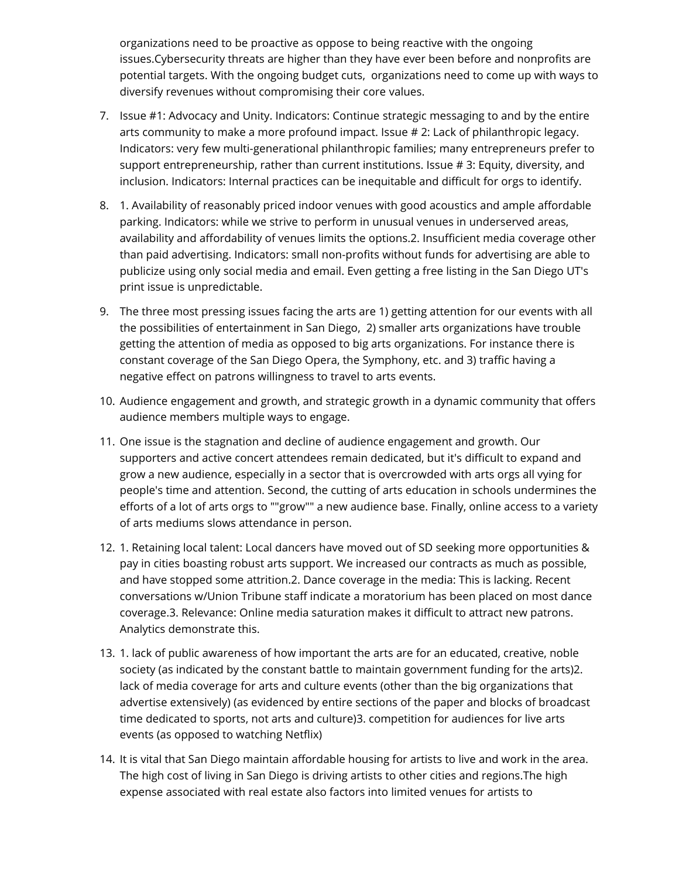organizations need to be proactive as oppose to being reactive with the ongoing issues.Cybersecurity threats are higher than they have ever been before and nonprofits are potential targets. With the ongoing budget cuts,  organizations need to come up with ways to diversify revenues without compromising their core values.

7. Issue #1: Advocacy and Unity. Indicators: Continue strategic messaging to and by the entire arts community to make a more profound impact. Issue # 2: Lack of philanthropic legacy. Indicators: very few multi-generational philanthropic families; many entrepreneurs prefer to support entrepreneurship, rather than current institutions. Issue # 3: Equity, diversity, and inclusion. Indicators: Internal practices can be inequitable and difficult for orgs to identify.
8. 1. Availability of reasonably priced indoor venues with good acoustics and ample affordable parking. Indicators: while we strive to perform in unusual venues in underserved areas, availability and affordability of venues limits the options.2. Insufficient media coverage other than paid advertising. Indicators: small non-profits without funds for advertising are able to publicize using only social media and email. Even getting a free listing in the San Diego UT's print issue is unpredictable.
9. The three most pressing issues facing the arts are 1) getting attention for our events with all the possibilities of entertainment in San Diego,  2) smaller arts organizations have trouble getting the attention of media as opposed to big arts organizations. For instance there is constant coverage of the San Diego Opera, the Symphony, etc. and 3) traffic having a negative effect on patrons willingness to travel to arts events.
10. Audience engagement and growth, and strategic growth in a dynamic community that offers audience members multiple ways to engage.
11. One issue is the stagnation and decline of audience engagement and growth. Our supporters and active concert attendees remain dedicated, but it's difficult to expand and grow a new audience, especially in a sector that is overcrowded with arts orgs all vying for people's time and attention. Second, the cutting of arts education in schools undermines the efforts of a lot of arts orgs to ""grow"" a new audience base. Finally, online access to a variety of arts mediums slows attendance in person.
12. 1. Retaining local talent: Local dancers have moved out of SD seeking more opportunities & pay in cities boasting robust arts support. We increased our contracts as much as possible, and have stopped some attrition.2. Dance coverage in the media: This is lacking. Recent conversations w/Union Tribune staff indicate a moratorium has been placed on most dance coverage.3. Relevance: Online media saturation makes it difficult to attract new patrons. Analytics demonstrate this.
13. 1. lack of public awareness of how important the arts are for an educated, creative, noble society (as indicated by the constant battle to maintain government funding for the arts)2. lack of media coverage for arts and culture events (other than the big organizations that advertise extensively) (as evidenced by entire sections of the paper and blocks of broadcast time dedicated to sports, not arts and culture)3. competition for audiences for live arts events (as opposed to watching Netflix)
14. It is vital that San Diego maintain affordable housing for artists to live and work in the area. The high cost of living in San Diego is driving artists to other cities and regions.The high expense associated with real estate also factors into limited venues for artists to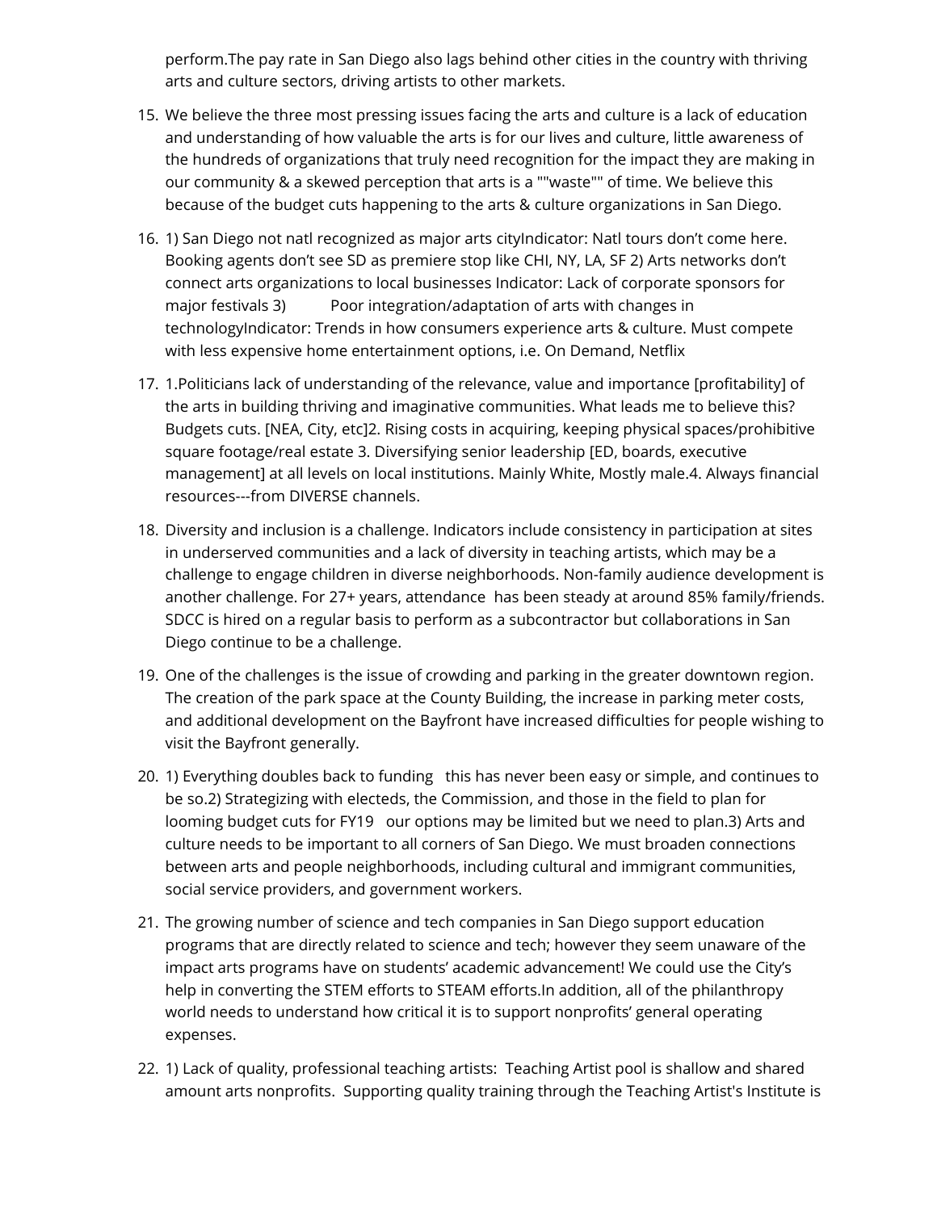perform.The pay rate in San Diego also lags behind other cities in the country with thriving arts and culture sectors, driving artists to other markets.

15. We believe the three most pressing issues facing the arts and culture is a lack of education and understanding of how valuable the arts is for our lives and culture, little awareness of the hundreds of organizations that truly need recognition for the impact they are making in our community & a skewed perception that arts is a ""waste"" of time. We believe this because of the budget cuts happening to the arts & culture organizations in San Diego.

16. 1) San Diego not natl recognized as major arts cityIndicator: Natl tours don't come here. Booking agents don't see SD as premiere stop like CHI, NY, LA, SF 2) Arts networks don't connect arts organizations to local businesses Indicator: Lack of corporate sponsors for major festivals 3) Poor integration/adaptation of arts with changes in technologyIndicator: Trends in how consumers experience arts & culture. Must compete with less expensive home entertainment options, i.e. On Demand, Netflix

17. 1.Politicians lack of understanding of the relevance, value and importance [profitability] of the arts in building thriving and imaginative communities. What leads me to believe this? Budgets cuts. [NEA, City, etc]2. Rising costs in acquiring, keeping physical spaces/prohibitive square footage/real estate 3. Diversifying senior leadership [ED, boards, executive management] at all levels on local institutions. Mainly White, Mostly male.4. Always financial resources---from DIVERSE channels.

18. Diversity and inclusion is a challenge. Indicators include consistency in participation at sites in underserved communities and a lack of diversity in teaching artists, which may be a challenge to engage children in diverse neighborhoods. Non-family audience development is another challenge. For 27+ years, attendance has been steady at around 85% family/friends. SDCC is hired on a regular basis to perform as a subcontractor but collaborations in San Diego continue to be a challenge.

19. One of the challenges is the issue of crowding and parking in the greater downtown region. The creation of the park space at the County Building, the increase in parking meter costs, and additional development on the Bayfront have increased difficulties for people wishing to visit the Bayfront generally.

20. 1) Everything doubles back to funding this has never been easy or simple, and continues to be so.2) Strategizing with electeds, the Commission, and those in the field to plan for looming budget cuts for FY19 our options may be limited but we need to plan.3) Arts and culture needs to be important to all corners of San Diego. We must broaden connections between arts and people neighborhoods, including cultural and immigrant communities, social service providers, and government workers.

21. The growing number of science and tech companies in San Diego support education programs that are directly related to science and tech; however they seem unaware of the impact arts programs have on students' academic advancement! We could use the City's help in converting the STEM efforts to STEAM efforts.In addition, all of the philanthropy world needs to understand how critical it is to support nonprofits' general operating expenses.

22. 1) Lack of quality, professional teaching artists: Teaching Artist pool is shallow and shared amount arts nonprofits. Supporting quality training through the Teaching Artist's Institute is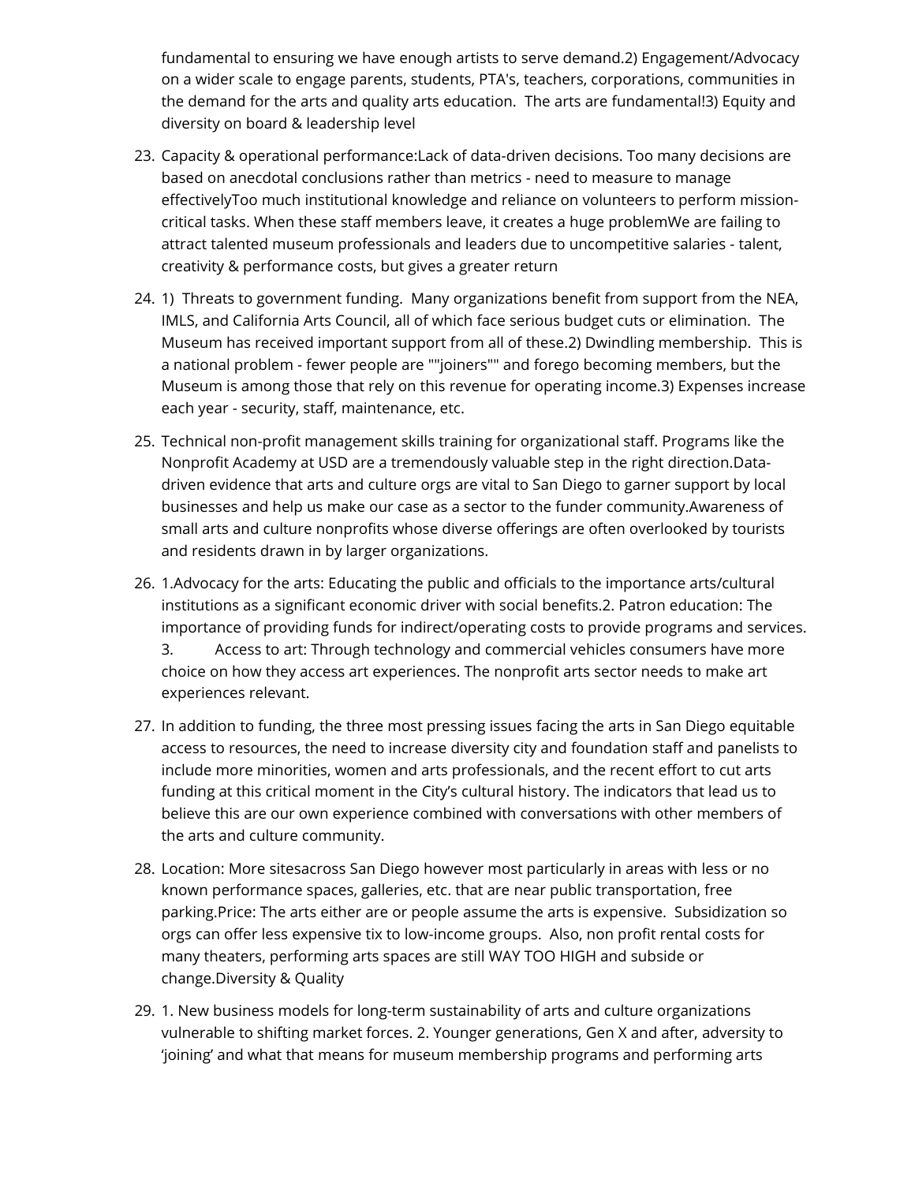fundamental to ensuring we have enough artists to serve demand.2) Engagement/Advocacy on a wider scale to engage parents, students, PTA's, teachers, corporations, communities in the demand for the arts and quality arts education.  The arts are fundamental!3) Equity and diversity on board & leadership level

23. Capacity & operational performance:Lack of data-driven decisions. Too many decisions are based on anecdotal conclusions rather than metrics - need to measure to manage effectivelyToo much institutional knowledge and reliance on volunteers to perform mission-critical tasks. When these staff members leave, it creates a huge problemWe are failing to attract talented museum professionals and leaders due to uncompetitive salaries - talent, creativity & performance costs, but gives a greater return

24. 1)  Threats to government funding.  Many organizations benefit from support from the NEA, IMLS, and California Arts Council, all of which face serious budget cuts or elimination.  The Museum has received important support from all of these.2) Dwindling membership.  This is a national problem - fewer people are ""joiners"" and forego becoming members, but the Museum is among those that rely on this revenue for operating income.3) Expenses increase each year - security, staff, maintenance, etc.

25. Technical non-profit management skills training for organizational staff. Programs like the Nonprofit Academy at USD are a tremendously valuable step in the right direction.Data-driven evidence that arts and culture orgs are vital to San Diego to garner support by local businesses and help us make our case as a sector to the funder community.Awareness of small arts and culture nonprofits whose diverse offerings are often overlooked by tourists and residents drawn in by larger organizations.

26. 1.Advocacy for the arts: Educating the public and officials to the importance arts/cultural institutions as a significant economic driver with social benefits.2. Patron education: The importance of providing funds for indirect/operating costs to provide programs and services. 3.	Access to art: Through technology and commercial vehicles consumers have more choice on how they access art experiences. The nonprofit arts sector needs to make art experiences relevant.

27. In addition to funding, the three most pressing issues facing the arts in San Diego equitable access to resources, the need to increase diversity city and foundation staff and panelists to include more minorities, women and arts professionals, and the recent effort to cut arts funding at this critical moment in the City's cultural history. The indicators that lead us to believe this are our own experience combined with conversations with other members of the arts and culture community.

28. Location: More sitesacross San Diego however most particularly in areas with less or no known performance spaces, galleries, etc. that are near public transportation, free parking.Price: The arts either are or people assume the arts is expensive.  Subsidization so orgs can offer less expensive tix to low-income groups.  Also, non profit rental costs for many theaters, performing arts spaces are still WAY TOO HIGH and subside or change.Diversity & Quality

29. 1. New business models for long-term sustainability of arts and culture organizations vulnerable to shifting market forces. 2. Younger generations, Gen X and after, adversity to 'joining' and what that means for museum membership programs and performing arts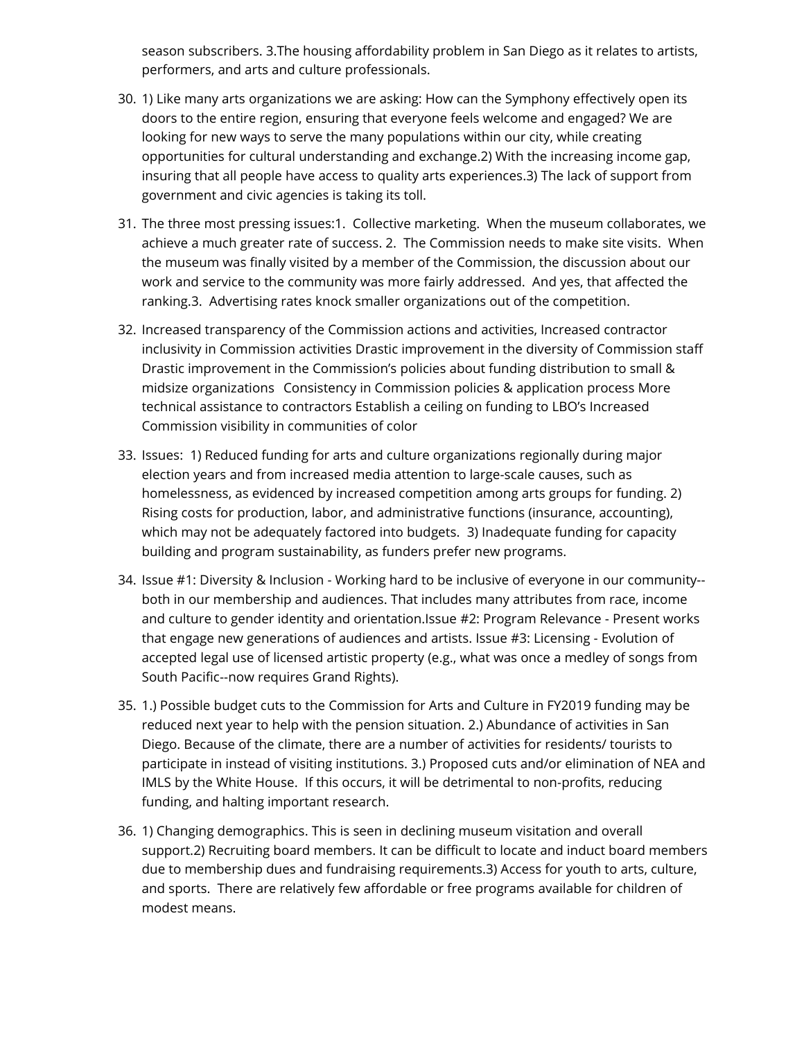season subscribers. 3.The housing affordability problem in San Diego as it relates to artists, performers, and arts and culture professionals.

30. 1) Like many arts organizations we are asking: How can the Symphony effectively open its doors to the entire region, ensuring that everyone feels welcome and engaged? We are looking for new ways to serve the many populations within our city, while creating opportunities for cultural understanding and exchange.2) With the increasing income gap, insuring that all people have access to quality arts experiences.3) The lack of support from government and civic agencies is taking its toll.
31. The three most pressing issues:1. Collective marketing. When the museum collaborates, we achieve a much greater rate of success. 2. The Commission needs to make site visits. When the museum was finally visited by a member of the Commission, the discussion about our work and service to the community was more fairly addressed. And yes, that affected the ranking.3. Advertising rates knock smaller organizations out of the competition.
32. Increased transparency of the Commission actions and activities, Increased contractor inclusivity in Commission activities Drastic improvement in the diversity of Commission staff Drastic improvement in the Commission's policies about funding distribution to small & midsize organizations Consistency in Commission policies & application process More technical assistance to contractors Establish a ceiling on funding to LBO's Increased Commission visibility in communities of color
33. Issues: 1) Reduced funding for arts and culture organizations regionally during major election years and from increased media attention to large-scale causes, such as homelessness, as evidenced by increased competition among arts groups for funding. 2) Rising costs for production, labor, and administrative functions (insurance, accounting), which may not be adequately factored into budgets. 3) Inadequate funding for capacity building and program sustainability, as funders prefer new programs.
34. Issue #1: Diversity & Inclusion - Working hard to be inclusive of everyone in our community--both in our membership and audiences. That includes many attributes from race, income and culture to gender identity and orientation.Issue #2: Program Relevance - Present works that engage new generations of audiences and artists. Issue #3: Licensing - Evolution of accepted legal use of licensed artistic property (e.g., what was once a medley of songs from South Pacific--now requires Grand Rights).
35. 1.) Possible budget cuts to the Commission for Arts and Culture in FY2019 funding may be reduced next year to help with the pension situation. 2.) Abundance of activities in San Diego. Because of the climate, there are a number of activities for residents/ tourists to participate in instead of visiting institutions. 3.) Proposed cuts and/or elimination of NEA and IMLS by the White House. If this occurs, it will be detrimental to non-profits, reducing funding, and halting important research.
36. 1) Changing demographics. This is seen in declining museum visitation and overall support.2) Recruiting board members. It can be difficult to locate and induct board members due to membership dues and fundraising requirements.3) Access for youth to arts, culture, and sports. There are relatively few affordable or free programs available for children of modest means.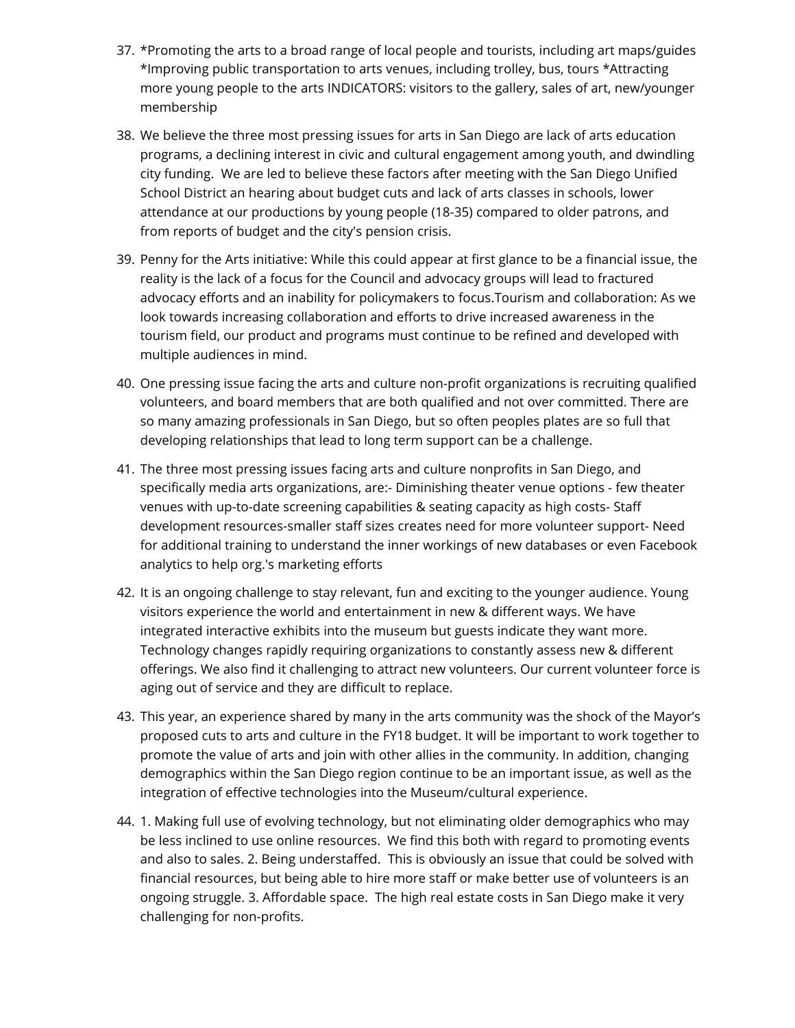37. *Promoting the arts to a broad range of local people and tourists, including art maps/guides *Improving public transportation to arts venues, including trolley, bus, tours *Attracting more young people to the arts INDICATORS: visitors to the gallery, sales of art, new/younger membership

38. We believe the three most pressing issues for arts in San Diego are lack of arts education programs, a declining interest in civic and cultural engagement among youth, and dwindling city funding.  We are led to believe these factors after meeting with the San Diego Unified School District an hearing about budget cuts and lack of arts classes in schools, lower attendance at our productions by young people (18-35) compared to older patrons, and from reports of budget and the city's pension crisis.

39. Penny for the Arts initiative: While this could appear at first glance to be a financial issue, the reality is the lack of a focus for the Council and advocacy groups will lead to fractured advocacy efforts and an inability for policymakers to focus.Tourism and collaboration: As we look towards increasing collaboration and efforts to drive increased awareness in the tourism field, our product and programs must continue to be refined and developed with multiple audiences in mind.

40. One pressing issue facing the arts and culture non-profit organizations is recruiting qualified volunteers, and board members that are both qualified and not over committed. There are so many amazing professionals in San Diego, but so often peoples plates are so full that developing relationships that lead to long term support can be a challenge.

41. The three most pressing issues facing arts and culture nonprofits in San Diego, and specifically media arts organizations, are:- Diminishing theater venue options - few theater venues with up-to-date screening capabilities & seating capacity as high costs- Staff development resources-smaller staff sizes creates need for more volunteer support- Need for additional training to understand the inner workings of new databases or even Facebook analytics to help org.'s marketing efforts

42. It is an ongoing challenge to stay relevant, fun and exciting to the younger audience. Young visitors experience the world and entertainment in new & different ways. We have integrated interactive exhibits into the museum but guests indicate they want more. Technology changes rapidly requiring organizations to constantly assess new & different offerings. We also find it challenging to attract new volunteers. Our current volunteer force is aging out of service and they are difficult to replace.

43. This year, an experience shared by many in the arts community was the shock of the Mayor's proposed cuts to arts and culture in the FY18 budget. It will be important to work together to promote the value of arts and join with other allies in the community. In addition, changing demographics within the San Diego region continue to be an important issue, as well as the integration of effective technologies into the Museum/cultural experience.

44. 1. Making full use of evolving technology, but not eliminating older demographics who may be less inclined to use online resources.  We find this both with regard to promoting events and also to sales. 2. Being understaffed.  This is obviously an issue that could be solved with financial resources, but being able to hire more staff or make better use of volunteers is an ongoing struggle. 3. Affordable space.  The high real estate costs in San Diego make it very challenging for non-profits.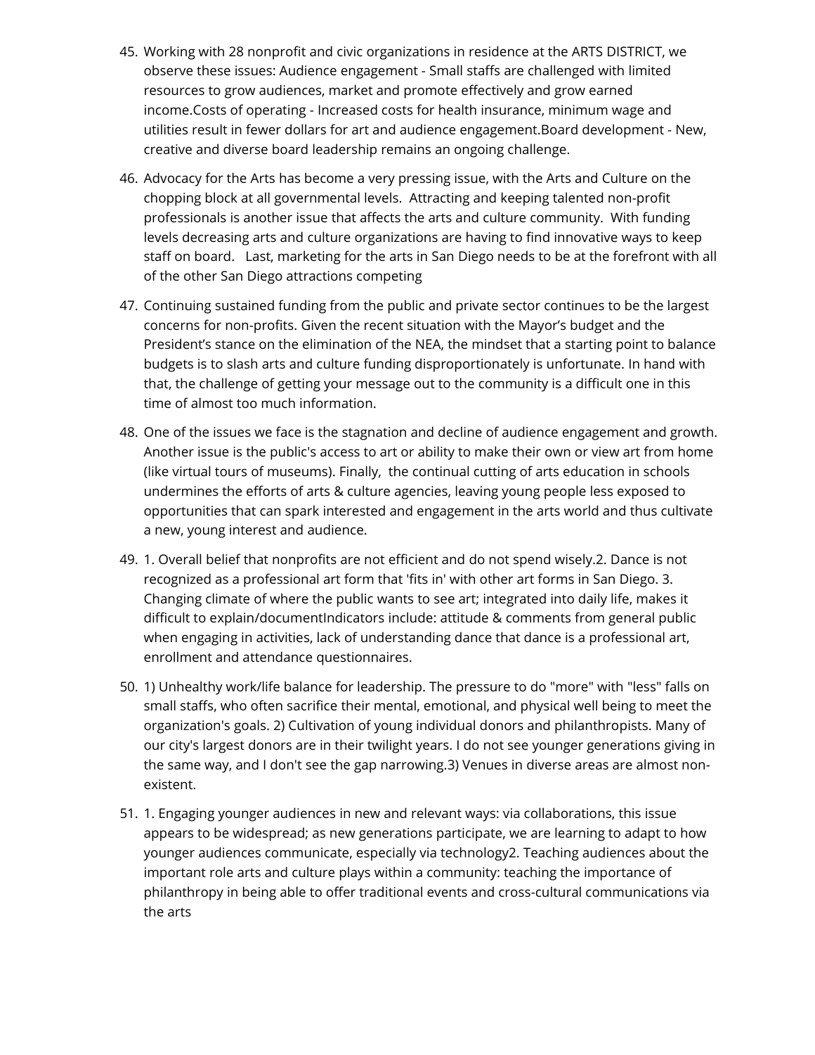45. Working with 28 nonprofit and civic organizations in residence at the ARTS DISTRICT, we observe these issues: Audience engagement - Small staffs are challenged with limited resources to grow audiences, market and promote effectively and grow earned income.Costs of operating - Increased costs for health insurance, minimum wage and utilities result in fewer dollars for art and audience engagement.Board development - New, creative and diverse board leadership remains an ongoing challenge.

46. Advocacy for the Arts has become a very pressing issue, with the Arts and Culture on the chopping block at all governmental levels.  Attracting and keeping talented non-profit professionals is another issue that affects the arts and culture community.  With funding levels decreasing arts and culture organizations are having to find innovative ways to keep staff on board.   Last, marketing for the arts in San Diego needs to be at the forefront with all of the other San Diego attractions competing

47. Continuing sustained funding from the public and private sector continues to be the largest concerns for non-profits. Given the recent situation with the Mayor's budget and the President's stance on the elimination of the NEA, the mindset that a starting point to balance budgets is to slash arts and culture funding disproportionately is unfortunate. In hand with that, the challenge of getting your message out to the community is a difficult one in this time of almost too much information.

48. One of the issues we face is the stagnation and decline of audience engagement and growth. Another issue is the public's access to art or ability to make their own or view art from home (like virtual tours of museums). Finally,  the continual cutting of arts education in schools undermines the efforts of arts & culture agencies, leaving young people less exposed to opportunities that can spark interested and engagement in the arts world and thus cultivate a new, young interest and audience.

49. 1. Overall belief that nonprofits are not efficient and do not spend wisely.2. Dance is not recognized as a professional art form that 'fits in' with other art forms in San Diego. 3. Changing climate of where the public wants to see art; integrated into daily life, makes it difficult to explain/documentIndicators include: attitude & comments from general public when engaging in activities, lack of understanding dance that dance is a professional art, enrollment and attendance questionnaires.

50. 1) Unhealthy work/life balance for leadership. The pressure to do "more" with "less" falls on small staffs, who often sacrifice their mental, emotional, and physical well being to meet the organization's goals. 2) Cultivation of young individual donors and philanthropists. Many of our city's largest donors are in their twilight years. I do not see younger generations giving in the same way, and I don't see the gap narrowing.3) Venues in diverse areas are almost non-existent.

51. 1. Engaging younger audiences in new and relevant ways: via collaborations, this issue appears to be widespread; as new generations participate, we are learning to adapt to how younger audiences communicate, especially via technology2. Teaching audiences about the important role arts and culture plays within a community: teaching the importance of philanthropy in being able to offer traditional events and cross-cultural communications via the arts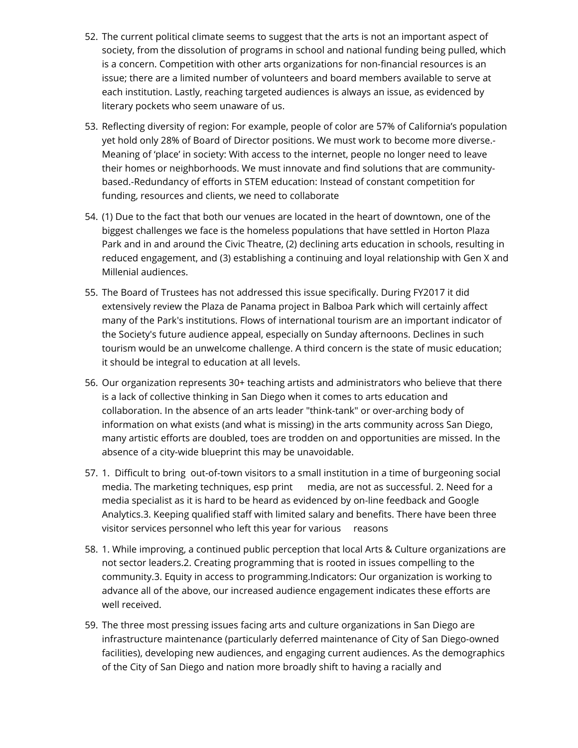52. The current political climate seems to suggest that the arts is not an important aspect of society, from the dissolution of programs in school and national funding being pulled, which is a concern. Competition with other arts organizations for non-financial resources is an issue; there are a limited number of volunteers and board members available to serve at each institution. Lastly, reaching targeted audiences is always an issue, as evidenced by literary pockets who seem unaware of us.

53. Reflecting diversity of region: For example, people of color are 57% of California's population yet hold only 28% of Board of Director positions. We must work to become more diverse.-Meaning of 'place' in society: With access to the internet, people no longer need to leave their homes or neighborhoods. We must innovate and find solutions that are community-based.-Redundancy of efforts in STEM education: Instead of constant competition for funding, resources and clients, we need to collaborate

54. (1) Due to the fact that both our venues are located in the heart of downtown, one of the biggest challenges we face is the homeless populations that have settled in Horton Plaza Park and in and around the Civic Theatre, (2) declining arts education in schools, resulting in reduced engagement, and (3) establishing a continuing and loyal relationship with Gen X and Millenial audiences.

55. The Board of Trustees has not addressed this issue specifically. During FY2017 it did extensively review the Plaza de Panama project in Balboa Park which will certainly affect many of the Park's institutions. Flows of international tourism are an important indicator of the Society's future audience appeal, especially on Sunday afternoons. Declines in such tourism would be an unwelcome challenge. A third concern is the state of music education; it should be integral to education at all levels.

56. Our organization represents 30+ teaching artists and administrators who believe that there is a lack of collective thinking in San Diego when it comes to arts education and collaboration. In the absence of an arts leader "think-tank" or over-arching body of information on what exists (and what is missing) in the arts community across San Diego, many artistic efforts are doubled, toes are trodden on and opportunities are missed. In the absence of a city-wide blueprint this may be unavoidable.

57. 1. Difficult to bring out-of-town visitors to a small institution in a time of burgeoning social media. The marketing techniques, esp print media, are not as successful. 2. Need for a media specialist as it is hard to be heard as evidenced by on-line feedback and Google Analytics.3. Keeping qualified staff with limited salary and benefits. There have been three visitor services personnel who left this year for various reasons

58. 1. While improving, a continued public perception that local Arts & Culture organizations are not sector leaders.2. Creating programming that is rooted in issues compelling to the community.3. Equity in access to programming.Indicators: Our organization is working to advance all of the above, our increased audience engagement indicates these efforts are well received.

59. The three most pressing issues facing arts and culture organizations in San Diego are infrastructure maintenance (particularly deferred maintenance of City of San Diego-owned facilities), developing new audiences, and engaging current audiences. As the demographics of the City of San Diego and nation more broadly shift to having a racially and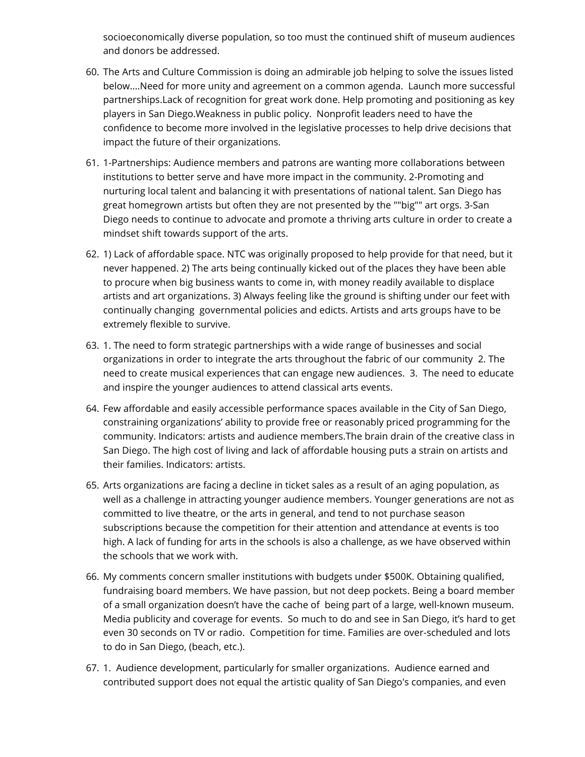socioeconomically diverse population, so too must the continued shift of museum audiences and donors be addressed.

60. The Arts and Culture Commission is doing an admirable job helping to solve the issues listed below....Need for more unity and agreement on a common agenda.  Launch more successful partnerships.Lack of recognition for great work done. Help promoting and positioning as key players in San Diego.Weakness in public policy.  Nonprofit leaders need to have the confidence to become more involved in the legislative processes to help drive decisions that impact the future of their organizations.

61. 1-Partnerships: Audience members and patrons are wanting more collaborations between institutions to better serve and have more impact in the community. 2-Promoting and nurturing local talent and balancing it with presentations of national talent. San Diego has great homegrown artists but often they are not presented by the ""big"" art orgs. 3-San Diego needs to continue to advocate and promote a thriving arts culture in order to create a mindset shift towards support of the arts.

62. 1) Lack of affordable space. NTC was originally proposed to help provide for that need, but it never happened. 2) The arts being continually kicked out of the places they have been able to procure when big business wants to come in, with money readily available to displace artists and art organizations. 3) Always feeling like the ground is shifting under our feet with continually changing  governmental policies and edicts. Artists and arts groups have to be extremely flexible to survive.

63. 1. The need to form strategic partnerships with a wide range of businesses and social organizations in order to integrate the arts throughout the fabric of our community  2. The need to create musical experiences that can engage new audiences.  3.  The need to educate and inspire the younger audiences to attend classical arts events.

64. Few affordable and easily accessible performance spaces available in the City of San Diego, constraining organizations' ability to provide free or reasonably priced programming for the community. Indicators: artists and audience members.The brain drain of the creative class in San Diego. The high cost of living and lack of affordable housing puts a strain on artists and their families. Indicators: artists.

65. Arts organizations are facing a decline in ticket sales as a result of an aging population, as well as a challenge in attracting younger audience members. Younger generations are not as committed to live theatre, or the arts in general, and tend to not purchase season subscriptions because the competition for their attention and attendance at events is too high. A lack of funding for arts in the schools is also a challenge, as we have observed within the schools that we work with.

66. My comments concern smaller institutions with budgets under $500K. Obtaining qualified, fundraising board members. We have passion, but not deep pockets. Being a board member of a small organization doesn't have the cache of  being part of a large, well-known museum. Media publicity and coverage for events.  So much to do and see in San Diego, it's hard to get even 30 seconds on TV or radio.  Competition for time. Families are over-scheduled and lots to do in San Diego, (beach, etc.).

67. 1.  Audience development, particularly for smaller organizations.  Audience earned and contributed support does not equal the artistic quality of San Diego's companies, and even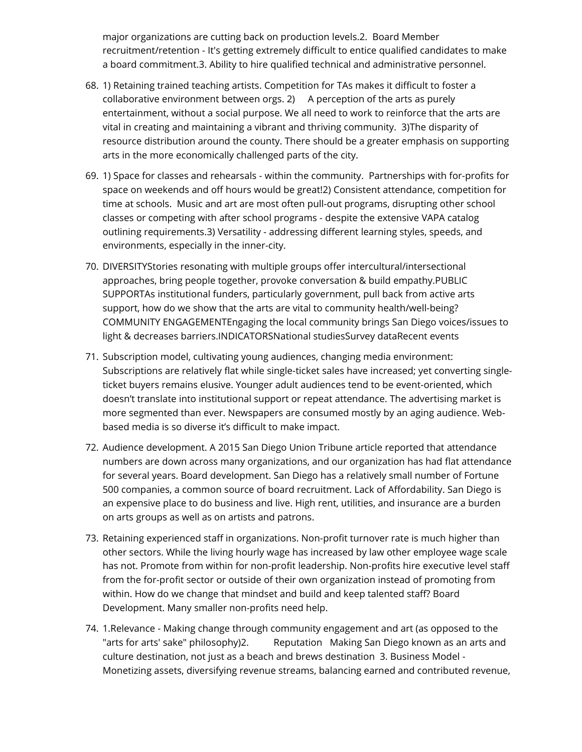major organizations are cutting back on production levels.2.  Board Member recruitment/retention - It's getting extremely difficult to entice qualified candidates to make a board commitment.3. Ability to hire qualified technical and administrative personnel.

68. 1) Retaining trained teaching artists. Competition for TAs makes it difficult to foster a collaborative environment between orgs. 2)     A perception of the arts as purely entertainment, without a social purpose. We all need to work to reinforce that the arts are vital in creating and maintaining a vibrant and thriving community.  3)The disparity of resource distribution around the county. There should be a greater emphasis on supporting arts in the more economically challenged parts of the city.
69. 1) Space for classes and rehearsals - within the community.  Partnerships with for-profits for space on weekends and off hours would be great!2) Consistent attendance, competition for time at schools.  Music and art are most often pull-out programs, disrupting other school classes or competing with after school programs - despite the extensive VAPA catalog outlining requirements.3) Versatility - addressing different learning styles, speeds, and environments, especially in the inner-city.
70. DIVERSITYStories resonating with multiple groups offer intercultural/intersectional approaches, bring people together, provoke conversation & build empathy.PUBLIC SUPPORTAs institutional funders, particularly government, pull back from active arts support, how do we show that the arts are vital to community health/well-being? COMMUNITY ENGAGEMENTEngaging the local community brings San Diego voices/issues to light & decreases barriers.INDICATORSNational studiesSurvey dataRecent events
71. Subscription model, cultivating young audiences, changing media environment: Subscriptions are relatively flat while single-ticket sales have increased; yet converting single-ticket buyers remains elusive. Younger adult audiences tend to be event-oriented, which doesn't translate into institutional support or repeat attendance. The advertising market is more segmented than ever. Newspapers are consumed mostly by an aging audience. Web-based media is so diverse it's difficult to make impact.
72. Audience development. A 2015 San Diego Union Tribune article reported that attendance numbers are down across many organizations, and our organization has had flat attendance for several years. Board development. San Diego has a relatively small number of Fortune 500 companies, a common source of board recruitment. Lack of Affordability. San Diego is an expensive place to do business and live. High rent, utilities, and insurance are a burden on arts groups as well as on artists and patrons.
73. Retaining experienced staff in organizations. Non-profit turnover rate is much higher than other sectors. While the living hourly wage has increased by law other employee wage scale has not. Promote from within for non-profit leadership. Non-profits hire executive level staff from the for-profit sector or outside of their own organization instead of promoting from within. How do we change that mindset and build and keep talented staff? Board Development. Many smaller non-profits need help.
74. 1.Relevance - Making change through community engagement and art (as opposed to the "arts for arts' sake" philosophy)2.        Reputation   Making San Diego known as an arts and culture destination, not just as a beach and brews destination  3. Business Model - Monetizing assets, diversifying revenue streams, balancing earned and contributed revenue,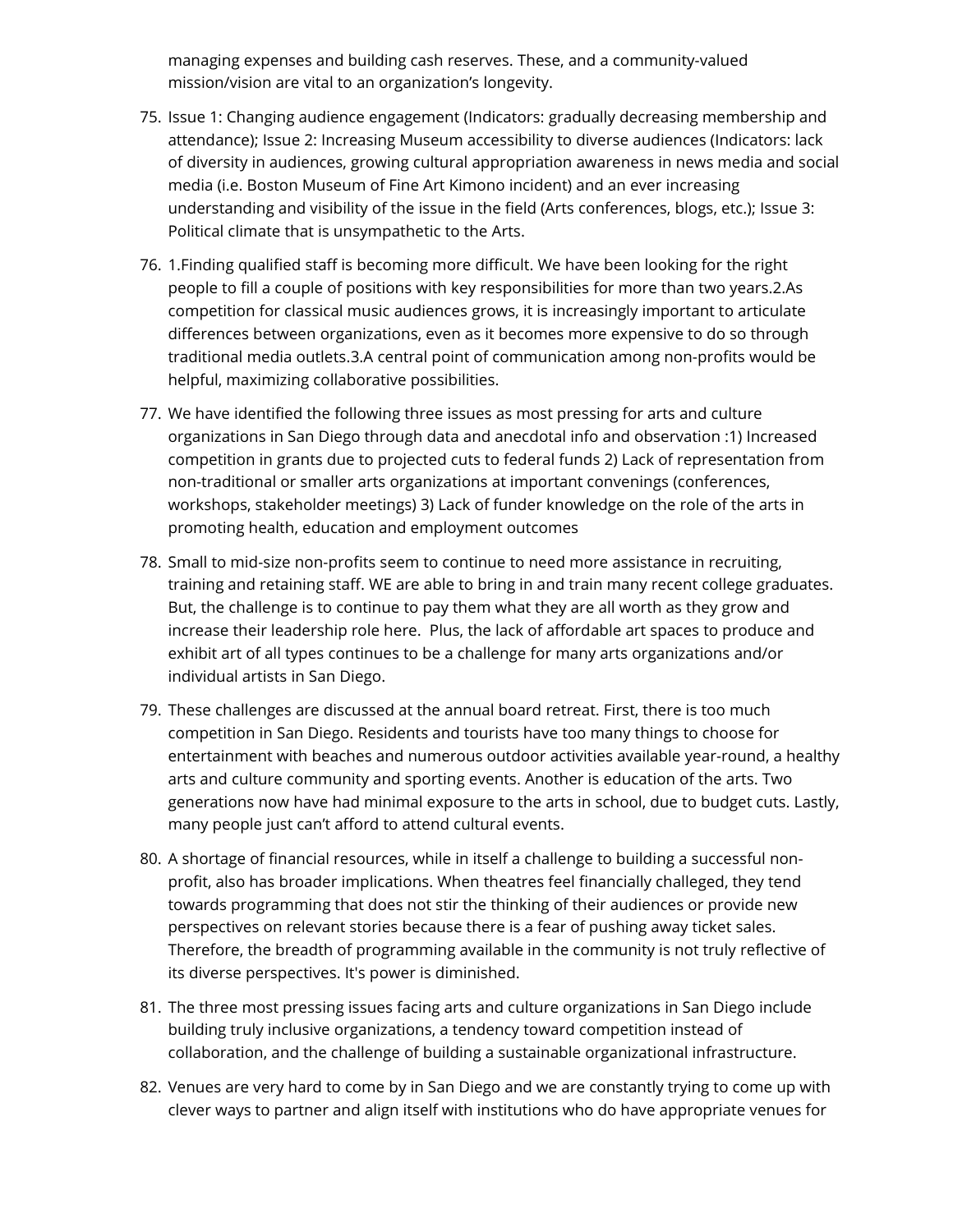managing expenses and building cash reserves. These, and a community-valued mission/vision are vital to an organization's longevity.

75. Issue 1: Changing audience engagement (Indicators: gradually decreasing membership and attendance); Issue 2: Increasing Museum accessibility to diverse audiences (Indicators: lack of diversity in audiences, growing cultural appropriation awareness in news media and social media (i.e. Boston Museum of Fine Art Kimono incident) and an ever increasing understanding and visibility of the issue in the field (Arts conferences, blogs, etc.); Issue 3: Political climate that is unsympathetic to the Arts.
76. 1.Finding qualified staff is becoming more difficult. We have been looking for the right people to fill a couple of positions with key responsibilities for more than two years.2.As competition for classical music audiences grows, it is increasingly important to articulate differences between organizations, even as it becomes more expensive to do so through traditional media outlets.3.A central point of communication among non-profits would be helpful, maximizing collaborative possibilities.
77. We have identified the following three issues as most pressing for arts and culture organizations in San Diego through data and anecdotal info and observation :1) Increased competition in grants due to projected cuts to federal funds 2) Lack of representation from non-traditional or smaller arts organizations at important convenings (conferences, workshops, stakeholder meetings) 3) Lack of funder knowledge on the role of the arts in promoting health, education and employment outcomes
78. Small to mid-size non-profits seem to continue to need more assistance in recruiting, training and retaining staff. WE are able to bring in and train many recent college graduates. But, the challenge is to continue to pay them what they are all worth as they grow and increase their leadership role here. Plus, the lack of affordable art spaces to produce and exhibit art of all types continues to be a challenge for many arts organizations and/or individual artists in San Diego.
79. These challenges are discussed at the annual board retreat. First, there is too much competition in San Diego. Residents and tourists have too many things to choose for entertainment with beaches and numerous outdoor activities available year-round, a healthy arts and culture community and sporting events. Another is education of the arts. Two generations now have had minimal exposure to the arts in school, due to budget cuts. Lastly, many people just can't afford to attend cultural events.
80. A shortage of financial resources, while in itself a challenge to building a successful non-profit, also has broader implications. When theatres feel financially challeged, they tend towards programming that does not stir the thinking of their audiences or provide new perspectives on relevant stories because there is a fear of pushing away ticket sales. Therefore, the breadth of programming available in the community is not truly reflective of its diverse perspectives. It's power is diminished.
81. The three most pressing issues facing arts and culture organizations in San Diego include building truly inclusive organizations, a tendency toward competition instead of collaboration, and the challenge of building a sustainable organizational infrastructure.
82. Venues are very hard to come by in San Diego and we are constantly trying to come up with clever ways to partner and align itself with institutions who do have appropriate venues for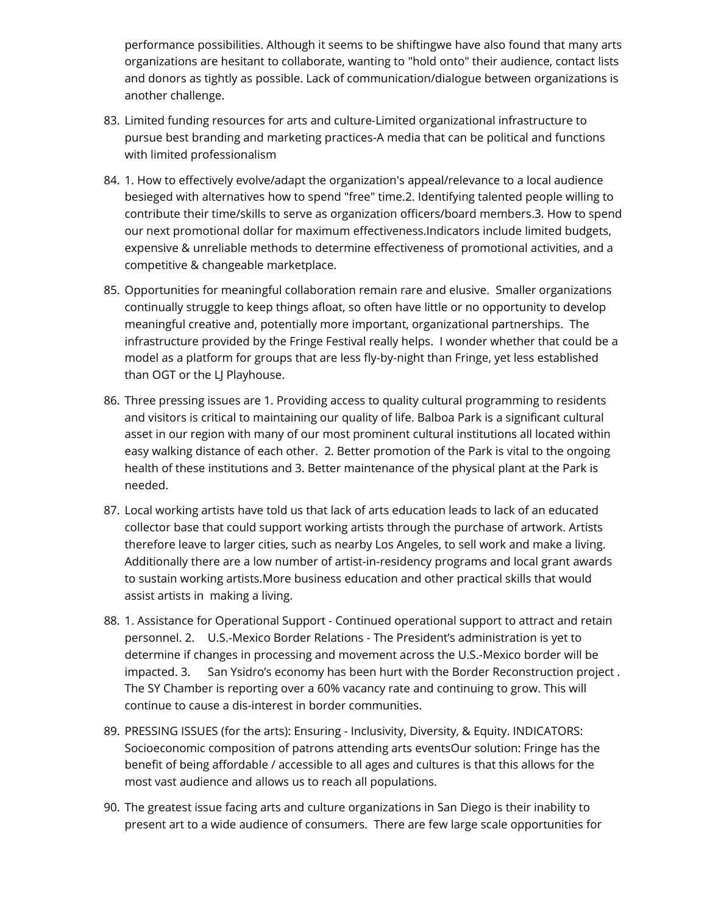performance possibilities. Although it seems to be shiftingwe have also found that many arts organizations are hesitant to collaborate, wanting to "hold onto" their audience, contact lists and donors as tightly as possible. Lack of communication/dialogue between organizations is another challenge.

83. Limited funding resources for arts and culture-Limited organizational infrastructure to pursue best branding and marketing practices-A media that can be political and functions with limited professionalism
84. 1. How to effectively evolve/adapt the organization's appeal/relevance to a local audience besieged with alternatives how to spend "free" time.2. Identifying talented people willing to contribute their time/skills to serve as organization officers/board members.3. How to spend our next promotional dollar for maximum effectiveness.Indicators include limited budgets, expensive & unreliable methods to determine effectiveness of promotional activities, and a competitive & changeable marketplace.
85. Opportunities for meaningful collaboration remain rare and elusive.  Smaller organizations continually struggle to keep things afloat, so often have little or no opportunity to develop meaningful creative and, potentially more important, organizational partnerships.  The infrastructure provided by the Fringe Festival really helps.  I wonder whether that could be a model as a platform for groups that are less fly-by-night than Fringe, yet less established than OGT or the LJ Playhouse.
86. Three pressing issues are 1. Providing access to quality cultural programming to residents and visitors is critical to maintaining our quality of life. Balboa Park is a significant cultural asset in our region with many of our most prominent cultural institutions all located within easy walking distance of each other.  2. Better promotion of the Park is vital to the ongoing health of these institutions and 3. Better maintenance of the physical plant at the Park is needed.
87. Local working artists have told us that lack of arts education leads to lack of an educated collector base that could support working artists through the purchase of artwork. Artists therefore leave to larger cities, such as nearby Los Angeles, to sell work and make a living. Additionally there are a low number of artist-in-residency programs and local grant awards to sustain working artists.More business education and other practical skills that would assist artists in  making a living.
88. 1. Assistance for Operational Support - Continued operational support to attract and retain personnel. 2.    U.S.-Mexico Border Relations - The President's administration is yet to determine if changes in processing and movement across the U.S.-Mexico border will be impacted. 3.      San Ysidro's economy has been hurt with the Border Reconstruction project . The SY Chamber is reporting over a 60% vacancy rate and continuing to grow. This will continue to cause a dis-interest in border communities.
89. PRESSING ISSUES (for the arts): Ensuring - Inclusivity, Diversity, & Equity. INDICATORS: Socioeconomic composition of patrons attending arts eventsOur solution: Fringe has the benefit of being affordable / accessible to all ages and cultures is that this allows for the most vast audience and allows us to reach all populations.
90. The greatest issue facing arts and culture organizations in San Diego is their inability to present art to a wide audience of consumers.  There are few large scale opportunities for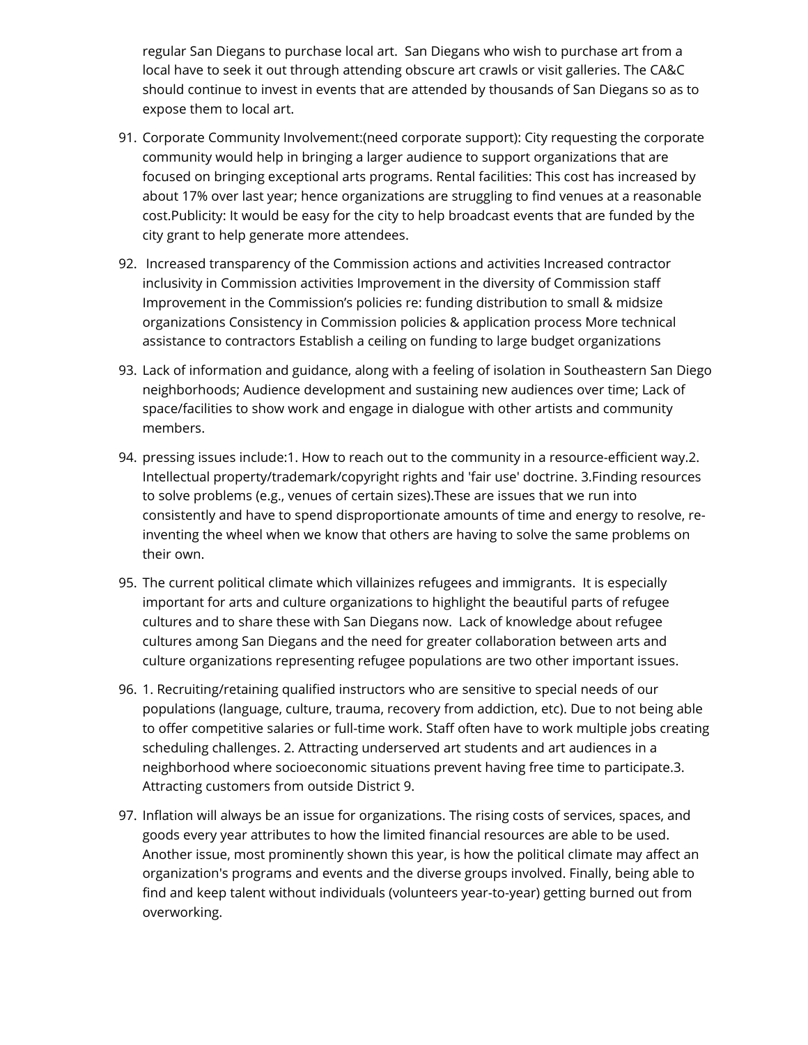regular San Diegans to purchase local art. San Diegans who wish to purchase art from a local have to seek it out through attending obscure art crawls or visit galleries. The CA&C should continue to invest in events that are attended by thousands of San Diegans so as to expose them to local art.

91. Corporate Community Involvement:(need corporate support): City requesting the corporate community would help in bringing a larger audience to support organizations that are focused on bringing exceptional arts programs. Rental facilities: This cost has increased by about 17% over last year; hence organizations are struggling to find venues at a reasonable cost.Publicity: It would be easy for the city to help broadcast events that are funded by the city grant to help generate more attendees.
92. Increased transparency of the Commission actions and activities Increased contractor inclusivity in Commission activities Improvement in the diversity of Commission staff Improvement in the Commission's policies re: funding distribution to small & midsize organizations Consistency in Commission policies & application process More technical assistance to contractors Establish a ceiling on funding to large budget organizations
93. Lack of information and guidance, along with a feeling of isolation in Southeastern San Diego neighborhoods; Audience development and sustaining new audiences over time; Lack of space/facilities to show work and engage in dialogue with other artists and community members.
94. pressing issues include:1. How to reach out to the community in a resource-efficient way.2. Intellectual property/trademark/copyright rights and 'fair use' doctrine. 3.Finding resources to solve problems (e.g., venues of certain sizes).These are issues that we run into consistently and have to spend disproportionate amounts of time and energy to resolve, re-inventing the wheel when we know that others are having to solve the same problems on their own.
95. The current political climate which villainizes refugees and immigrants. It is especially important for arts and culture organizations to highlight the beautiful parts of refugee cultures and to share these with San Diegans now. Lack of knowledge about refugee cultures among San Diegans and the need for greater collaboration between arts and culture organizations representing refugee populations are two other important issues.
96. 1. Recruiting/retaining qualified instructors who are sensitive to special needs of our populations (language, culture, trauma, recovery from addiction, etc). Due to not being able to offer competitive salaries or full-time work. Staff often have to work multiple jobs creating scheduling challenges. 2. Attracting underserved art students and art audiences in a neighborhood where socioeconomic situations prevent having free time to participate.3. Attracting customers from outside District 9.
97. Inflation will always be an issue for organizations. The rising costs of services, spaces, and goods every year attributes to how the limited financial resources are able to be used. Another issue, most prominently shown this year, is how the political climate may affect an organization's programs and events and the diverse groups involved. Finally, being able to find and keep talent without individuals (volunteers year-to-year) getting burned out from overworking.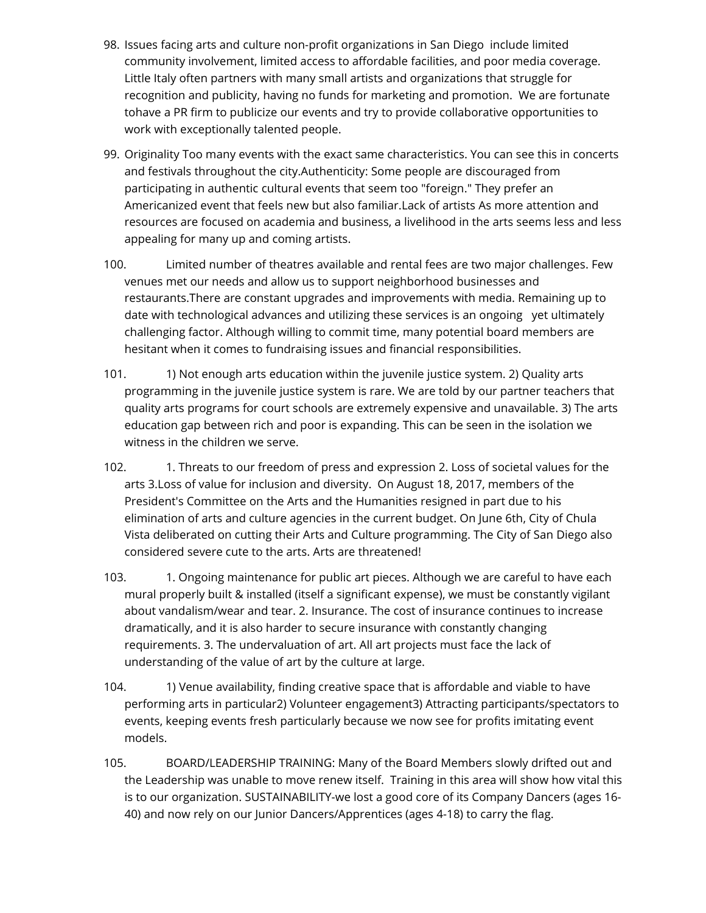98. Issues facing arts and culture non-profit organizations in San Diego include limited community involvement, limited access to affordable facilities, and poor media coverage. Little Italy often partners with many small artists and organizations that struggle for recognition and publicity, having no funds for marketing and promotion. We are fortunate tohave a PR firm to publicize our events and try to provide collaborative opportunities to work with exceptionally talented people.

99. Originality Too many events with the exact same characteristics. You can see this in concerts and festivals throughout the city.Authenticity: Some people are discouraged from participating in authentic cultural events that seem too "foreign." They prefer an Americanized event that feels new but also familiar.Lack of artists As more attention and resources are focused on academia and business, a livelihood in the arts seems less and less appealing for many up and coming artists.

100. Limited number of theatres available and rental fees are two major challenges. Few venues met our needs and allow us to support neighborhood businesses and restaurants.There are constant upgrades and improvements with media. Remaining up to date with technological advances and utilizing these services is an ongoing yet ultimately challenging factor. Although willing to commit time, many potential board members are hesitant when it comes to fundraising issues and financial responsibilities.

101. 1) Not enough arts education within the juvenile justice system. 2) Quality arts programming in the juvenile justice system is rare. We are told by our partner teachers that quality arts programs for court schools are extremely expensive and unavailable. 3) The arts education gap between rich and poor is expanding. This can be seen in the isolation we witness in the children we serve.

102. 1. Threats to our freedom of press and expression 2. Loss of societal values for the arts 3.Loss of value for inclusion and diversity. On August 18, 2017, members of the President's Committee on the Arts and the Humanities resigned in part due to his elimination of arts and culture agencies in the current budget. On June 6th, City of Chula Vista deliberated on cutting their Arts and Culture programming. The City of San Diego also considered severe cute to the arts. Arts are threatened!

103. 1. Ongoing maintenance for public art pieces. Although we are careful to have each mural properly built & installed (itself a significant expense), we must be constantly vigilant about vandalism/wear and tear. 2. Insurance. The cost of insurance continues to increase dramatically, and it is also harder to secure insurance with constantly changing requirements. 3. The undervaluation of art. All art projects must face the lack of understanding of the value of art by the culture at large.

104. 1) Venue availability, finding creative space that is affordable and viable to have performing arts in particular2) Volunteer engagement3) Attracting participants/spectators to events, keeping events fresh particularly because we now see for profits imitating event models.

105. BOARD/LEADERSHIP TRAINING: Many of the Board Members slowly drifted out and the Leadership was unable to move renew itself. Training in this area will show how vital this is to our organization. SUSTAINABILITY-we lost a good core of its Company Dancers (ages 16-40) and now rely on our Junior Dancers/Apprentices (ages 4-18) to carry the flag.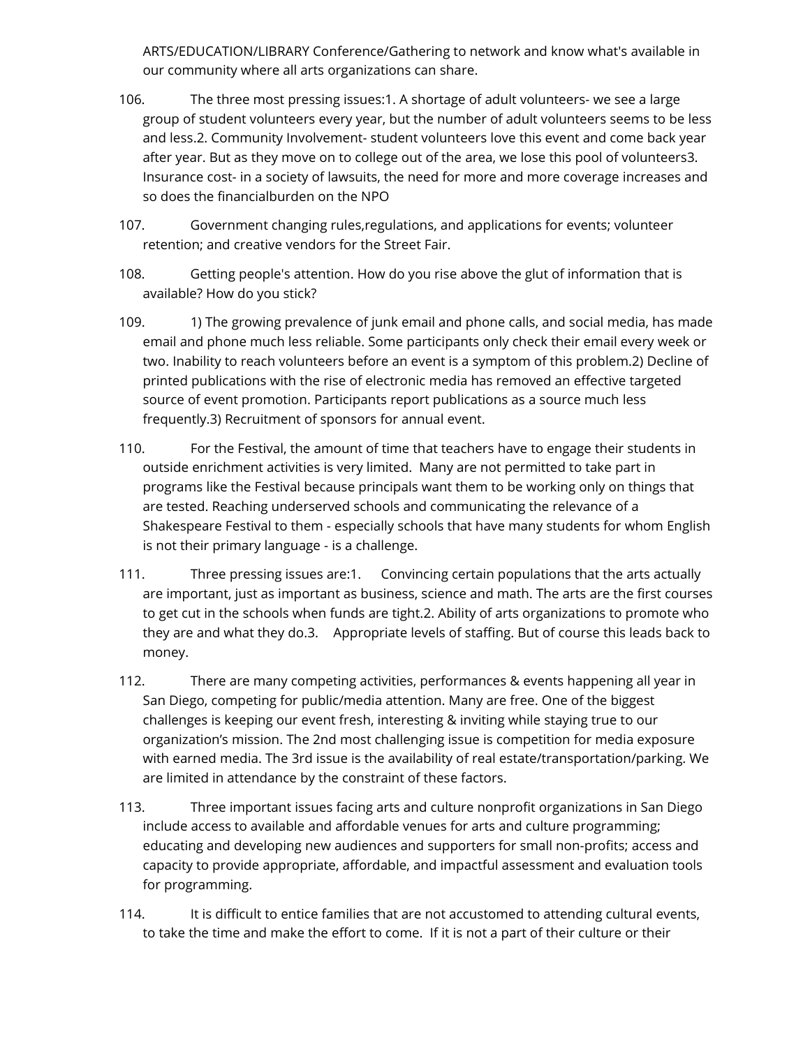ARTS/EDUCATION/LIBRARY Conference/Gathering to network and know what's available in our community where all arts organizations can share.

106. The three most pressing issues:1. A shortage of adult volunteers- we see a large group of student volunteers every year, but the number of adult volunteers seems to be less and less.2. Community Involvement- student volunteers love this event and come back year after year. But as they move on to college out of the area, we lose this pool of volunteers3. Insurance cost- in a society of lawsuits, the need for more and more coverage increases and so does the financialburden on the NPO

107. Government changing rules,regulations, and applications for events; volunteer retention; and creative vendors for the Street Fair.

108. Getting people's attention. How do you rise above the glut of information that is available? How do you stick?

109. 1) The growing prevalence of junk email and phone calls, and social media, has made email and phone much less reliable. Some participants only check their email every week or two. Inability to reach volunteers before an event is a symptom of this problem.2) Decline of printed publications with the rise of electronic media has removed an effective targeted source of event promotion. Participants report publications as a source much less frequently.3) Recruitment of sponsors for annual event.

110. For the Festival, the amount of time that teachers have to engage their students in outside enrichment activities is very limited. Many are not permitted to take part in programs like the Festival because principals want them to be working only on things that are tested. Reaching underserved schools and communicating the relevance of a Shakespeare Festival to them - especially schools that have many students for whom English is not their primary language - is a challenge.

111. Three pressing issues are:1. Convincing certain populations that the arts actually are important, just as important as business, science and math. The arts are the first courses to get cut in the schools when funds are tight.2. Ability of arts organizations to promote who they are and what they do.3. Appropriate levels of staffing. But of course this leads back to money.

112. There are many competing activities, performances & events happening all year in San Diego, competing for public/media attention. Many are free. One of the biggest challenges is keeping our event fresh, interesting & inviting while staying true to our organization's mission. The 2nd most challenging issue is competition for media exposure with earned media. The 3rd issue is the availability of real estate/transportation/parking. We are limited in attendance by the constraint of these factors.

113. Three important issues facing arts and culture nonprofit organizations in San Diego include access to available and affordable venues for arts and culture programming; educating and developing new audiences and supporters for small non-profits; access and capacity to provide appropriate, affordable, and impactful assessment and evaluation tools for programming.

114. It is difficult to entice families that are not accustomed to attending cultural events, to take the time and make the effort to come. If it is not a part of their culture or their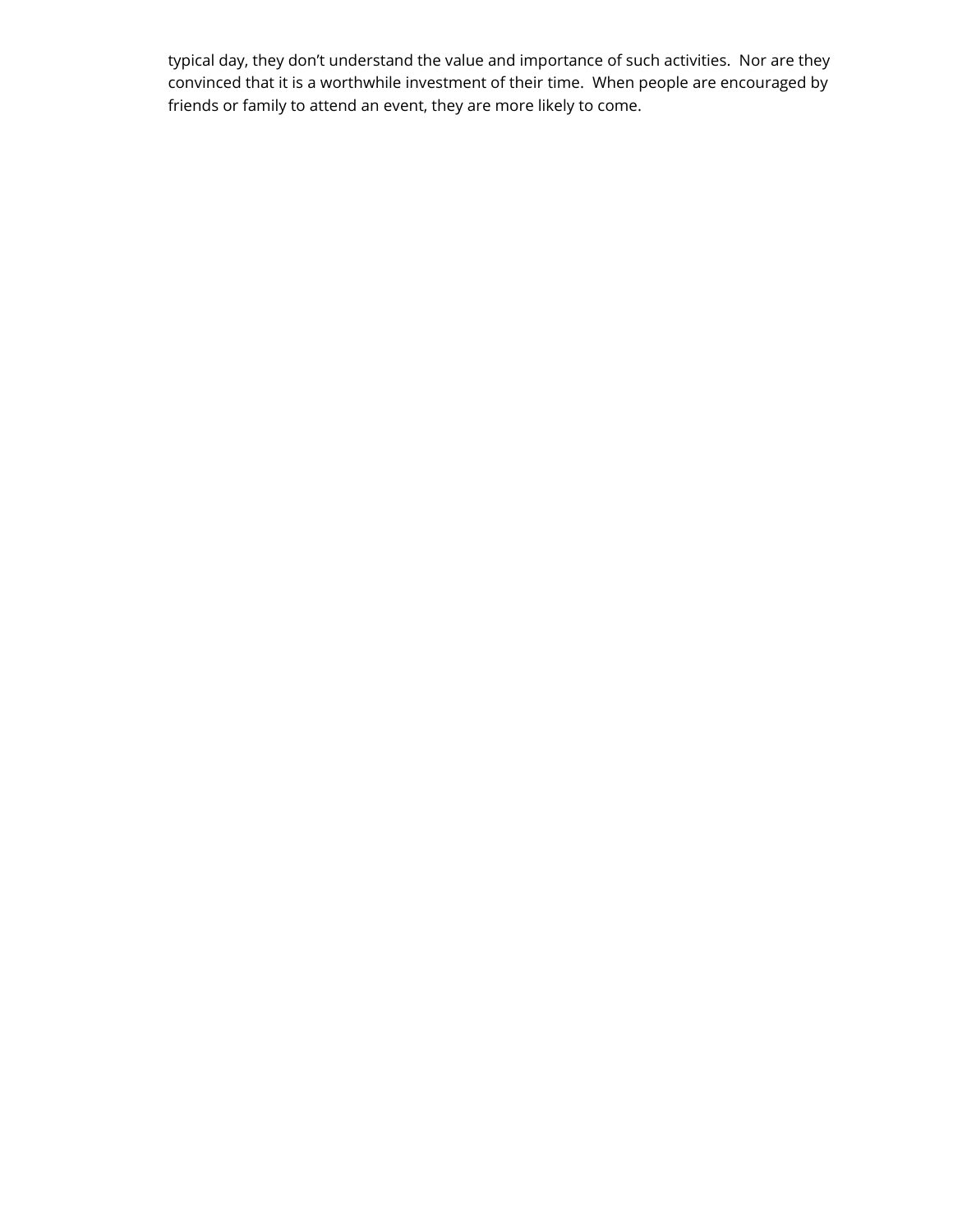typical day, they don't understand the value and importance of such activities. Nor are they convinced that it is a worthwhile investment of their time. When people are encouraged by friends or family to attend an event, they are more likely to come.